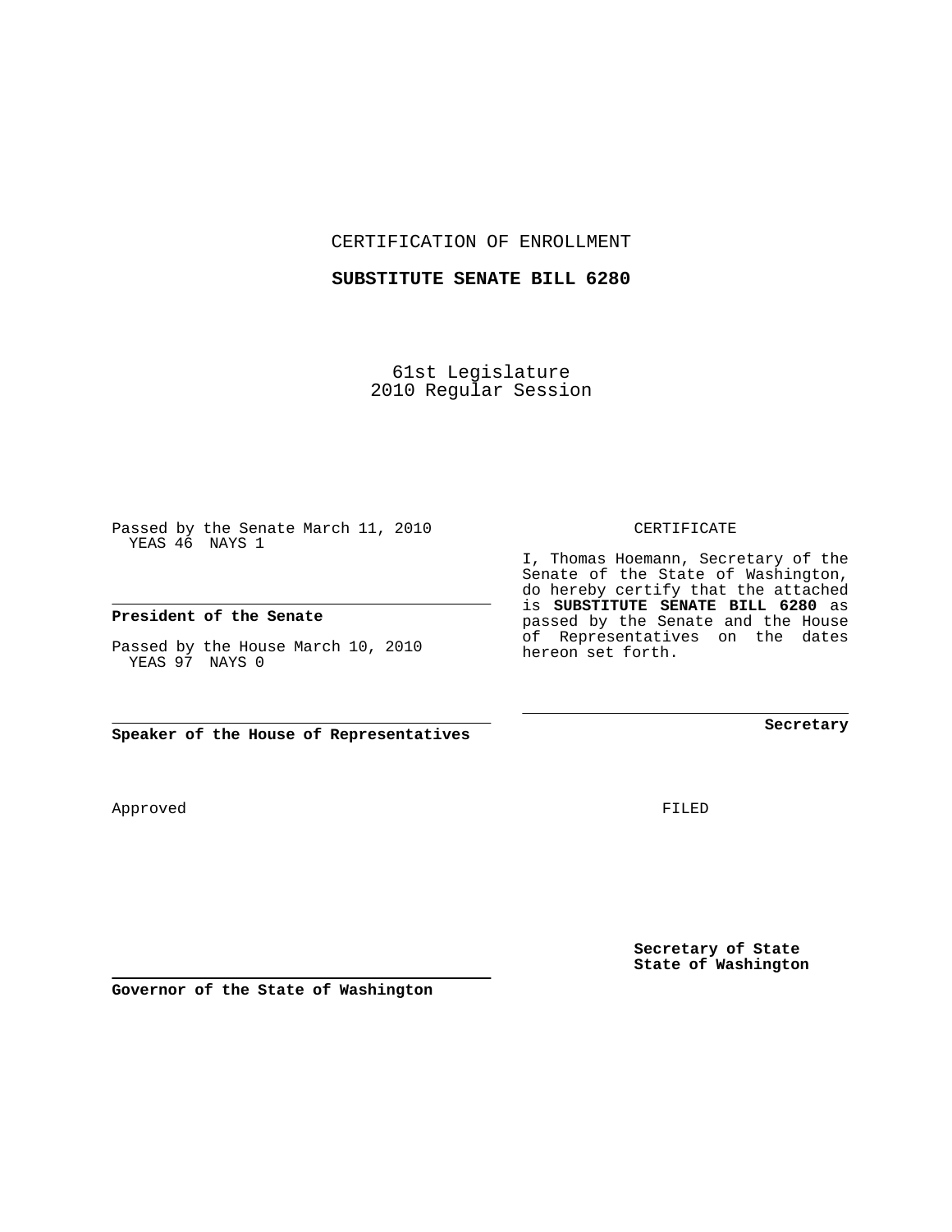CERTIFICATION OF ENROLLMENT

**SUBSTITUTE SENATE BILL 6280**

61st Legislature
2010 Regular Session

Passed by the Senate March 11, 2010
YEAS 46 NAYS 1

**President of the Senate**

Passed by the House March 10, 2010
YEAS 97 NAYS 0

**Speaker of the House of Representatives**

CERTIFICATE

I, Thomas Hoemann, Secretary of the Senate of the State of Washington, do hereby certify that the attached is **SUBSTITUTE SENATE BILL 6280** as passed by the Senate and the House of Representatives on the dates hereon set forth.

**Secretary**

Approved

FILED

**Secretary of State**
**State of Washington**

**Governor of the State of Washington**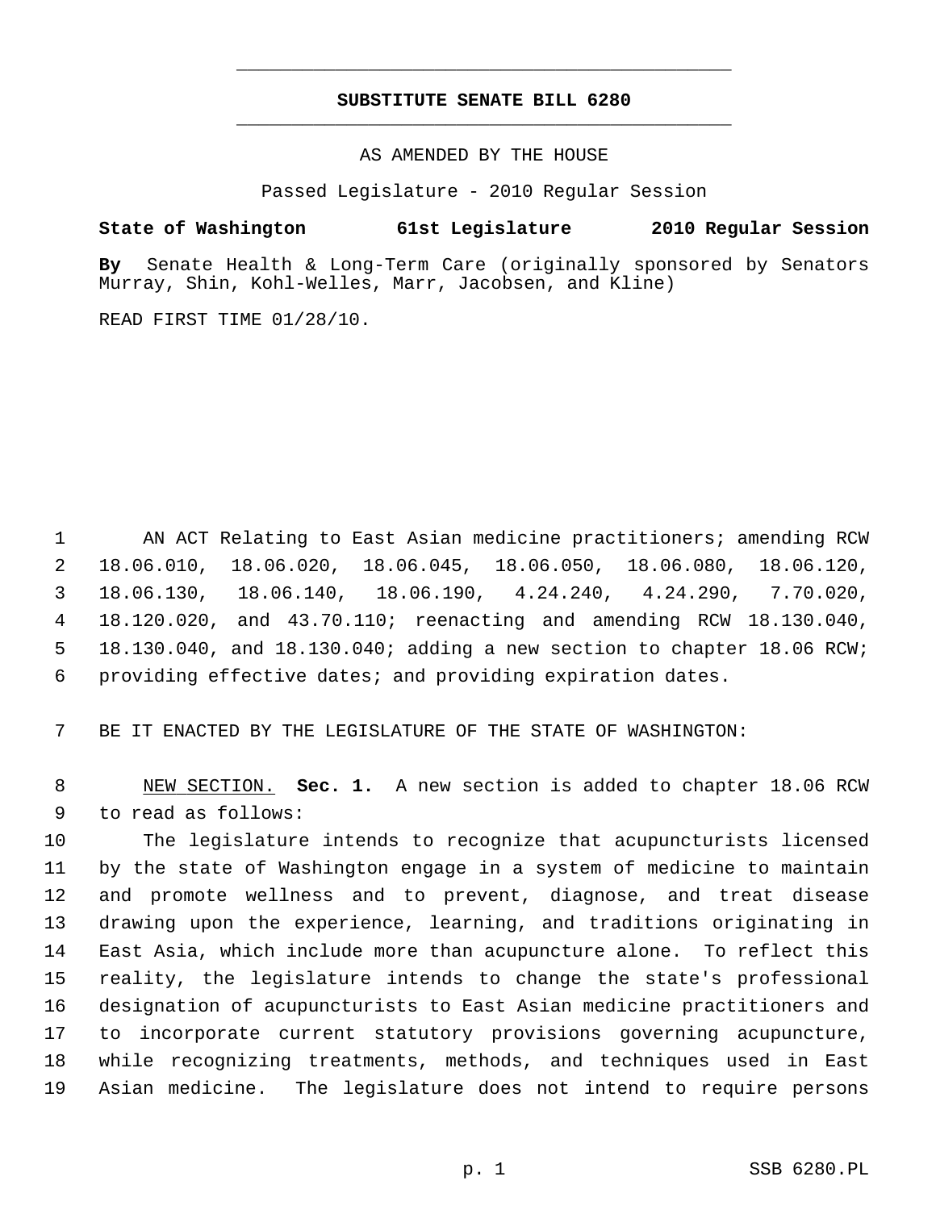# SUBSTITUTE SENATE BILL 6280

AS AMENDED BY THE HOUSE

Passed Legislature - 2010 Regular Session

**State of Washington 61st Legislature 2010 Regular Session**

**By** Senate Health & Long-Term Care (originally sponsored by Senators Murray, Shin, Kohl-Welles, Marr, Jacobsen, and Kline)

READ FIRST TIME 01/28/10.

AN ACT Relating to East Asian medicine practitioners; amending RCW 18.06.010, 18.06.020, 18.06.045, 18.06.050, 18.06.080, 18.06.120, 18.06.130, 18.06.140, 18.06.190, 4.24.240, 4.24.290, 7.70.020, 18.120.020, and 43.70.110; reenacting and amending RCW 18.130.040, 18.130.040, and 18.130.040; adding a new section to chapter 18.06 RCW; providing effective dates; and providing expiration dates.

BE IT ENACTED BY THE LEGISLATURE OF THE STATE OF WASHINGTON:

NEW SECTION. **Sec. 1.** A new section is added to chapter 18.06 RCW to read as follows:

The legislature intends to recognize that acupuncturists licensed by the state of Washington engage in a system of medicine to maintain and promote wellness and to prevent, diagnose, and treat disease drawing upon the experience, learning, and traditions originating in East Asia, which include more than acupuncture alone. To reflect this reality, the legislature intends to change the state's professional designation of acupuncturists to East Asian medicine practitioners and to incorporate current statutory provisions governing acupuncture, while recognizing treatments, methods, and techniques used in East Asian medicine. The legislature does not intend to require persons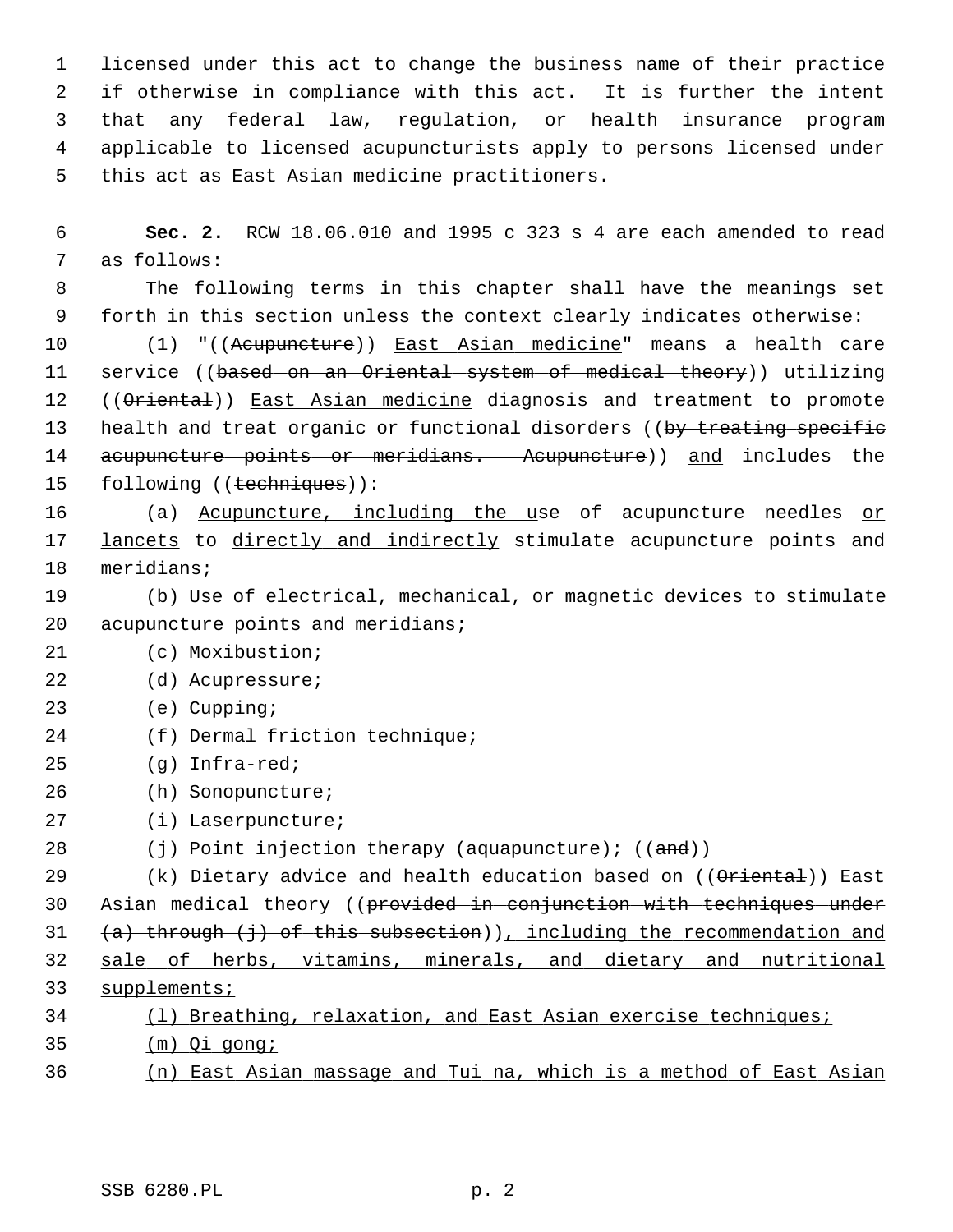licensed under this act to change the business name of their practice if otherwise in compliance with this act. It is further the intent that any federal law, regulation, or health insurance program applicable to licensed acupuncturists apply to persons licensed under this act as East Asian medicine practitioners.

**Sec. 2.** RCW 18.06.010 and 1995 c 323 s 4 are each amended to read as follows:

The following terms in this chapter shall have the meanings set forth in this section unless the context clearly indicates otherwise:

(1) "((~~Acupuncture~~)) East Asian medicine" means a health care service ((~~based on an Oriental system of medical theory~~)) utilizing ((~~Oriental~~)) East Asian medicine diagnosis and treatment to promote health and treat organic or functional disorders ((~~by treating specific acupuncture points or meridians. Acupuncture~~)) and includes the following ((~~techniques~~)):

(a) Acupuncture, including the use of acupuncture needles or lancets to directly and indirectly stimulate acupuncture points and meridians;

(b) Use of electrical, mechanical, or magnetic devices to stimulate acupuncture points and meridians;

(c) Moxibustion;

(d) Acupressure;

(e) Cupping;

(f) Dermal friction technique;

(g) Infra-red;

(h) Sonopuncture;

(i) Laserpuncture;

(j) Point injection therapy (aquapuncture); ((~~and~~))

(k) Dietary advice and health education based on ((~~Oriental~~)) East Asian medical theory ((~~provided in conjunction with techniques under (a) through (j) of this subsection~~)), including the recommendation and sale of herbs, vitamins, minerals, and dietary and nutritional supplements;

(l) Breathing, relaxation, and East Asian exercise techniques;

(m) Qi gong;

(n) East Asian massage and Tui na, which is a method of East Asian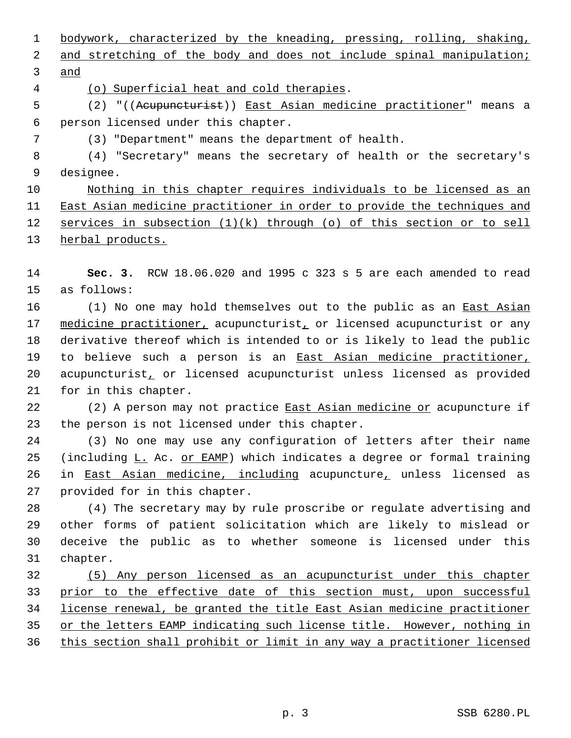bodywork, characterized by the kneading, pressing, rolling, shaking, and stretching of the body and does not include spinal manipulation; and

(o) Superficial heat and cold therapies.

(2) "((Acupuncturist)) East Asian medicine practitioner" means a person licensed under this chapter.

(3) "Department" means the department of health.

(4) "Secretary" means the secretary of health or the secretary's designee.

Nothing in this chapter requires individuals to be licensed as an East Asian medicine practitioner in order to provide the techniques and services in subsection (1)(k) through (o) of this section or to sell herbal products.

**Sec. 3.** RCW 18.06.020 and 1995 c 323 s 5 are each amended to read as follows:

(1) No one may hold themselves out to the public as an East Asian medicine practitioner, acupuncturist, or licensed acupuncturist or any derivative thereof which is intended to or is likely to lead the public to believe such a person is an East Asian medicine practitioner, acupuncturist, or licensed acupuncturist unless licensed as provided for in this chapter.

(2) A person may not practice East Asian medicine or acupuncture if the person is not licensed under this chapter.

(3) No one may use any configuration of letters after their name (including L. Ac. or EAMP) which indicates a degree or formal training in East Asian medicine, including acupuncture, unless licensed as provided for in this chapter.

(4) The secretary may by rule proscribe or regulate advertising and other forms of patient solicitation which are likely to mislead or deceive the public as to whether someone is licensed under this chapter.

(5) Any person licensed as an acupuncturist under this chapter prior to the effective date of this section must, upon successful license renewal, be granted the title East Asian medicine practitioner or the letters EAMP indicating such license title. However, nothing in this section shall prohibit or limit in any way a practitioner licensed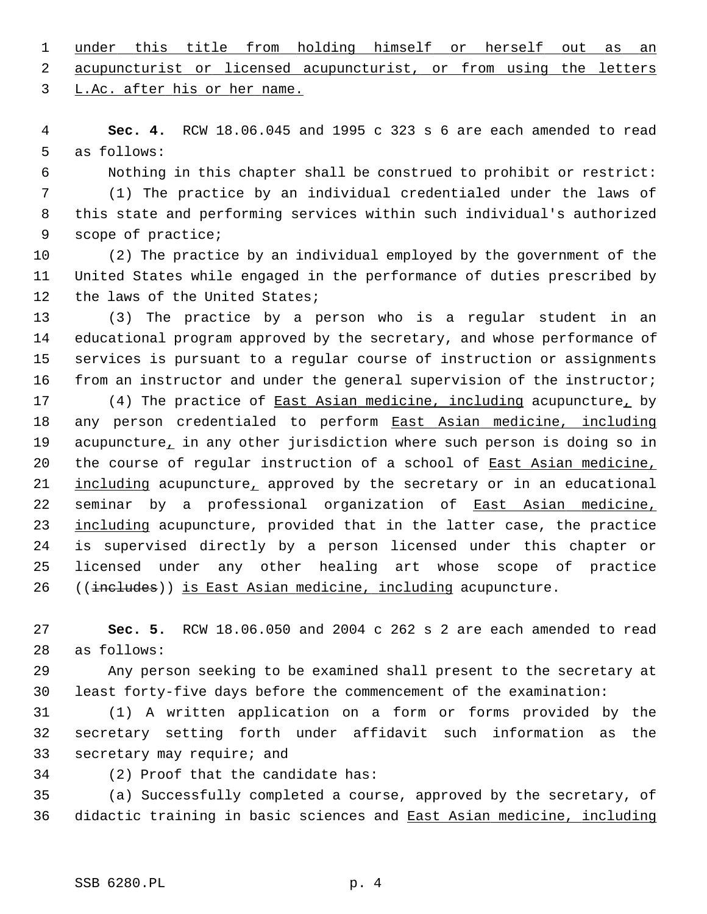under this title from holding himself or herself out as an acupuncturist or licensed acupuncturist, or from using the letters L.Ac. after his or her name.

**Sec. 4.** RCW 18.06.045 and 1995 c 323 s 6 are each amended to read as follows:

Nothing in this chapter shall be construed to prohibit or restrict:

(1) The practice by an individual credentialed under the laws of this state and performing services within such individual's authorized scope of practice;

(2) The practice by an individual employed by the government of the United States while engaged in the performance of duties prescribed by the laws of the United States;

(3) The practice by a person who is a regular student in an educational program approved by the secretary, and whose performance of services is pursuant to a regular course of instruction or assignments from an instructor and under the general supervision of the instructor;

(4) The practice of East Asian medicine, including acupuncture, by any person credentialed to perform East Asian medicine, including acupuncture, in any other jurisdiction where such person is doing so in the course of regular instruction of a school of East Asian medicine, including acupuncture, approved by the secretary or in an educational seminar by a professional organization of East Asian medicine, including acupuncture, provided that in the latter case, the practice is supervised directly by a person licensed under this chapter or licensed under any other healing art whose scope of practice ((~~includes~~)) is East Asian medicine, including acupuncture.

**Sec. 5.** RCW 18.06.050 and 2004 c 262 s 2 are each amended to read as follows:

Any person seeking to be examined shall present to the secretary at least forty-five days before the commencement of the examination:

(1) A written application on a form or forms provided by the secretary setting forth under affidavit such information as the secretary may require; and

(2) Proof that the candidate has:

(a) Successfully completed a course, approved by the secretary, of didactic training in basic sciences and East Asian medicine, including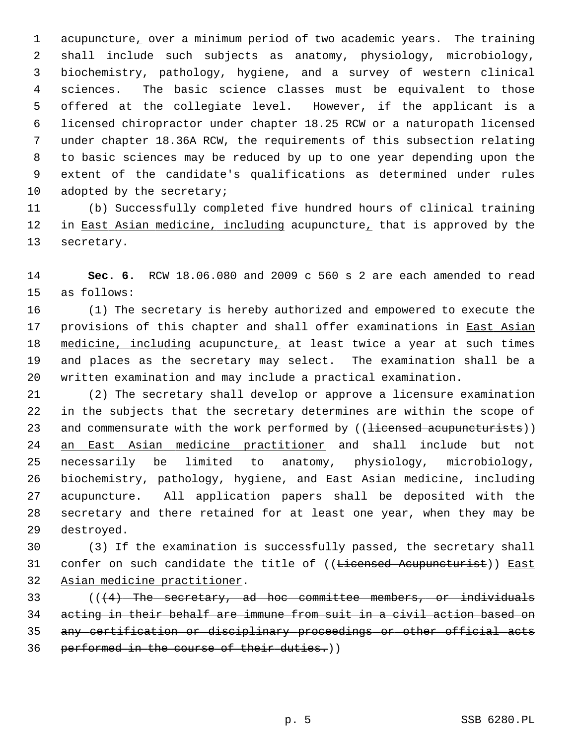acupuncture, over a minimum period of two academic years. The training shall include such subjects as anatomy, physiology, microbiology, biochemistry, pathology, hygiene, and a survey of western clinical sciences. The basic science classes must be equivalent to those offered at the collegiate level. However, if the applicant is a licensed chiropractor under chapter 18.25 RCW or a naturopath licensed under chapter 18.36A RCW, the requirements of this subsection relating to basic sciences may be reduced by up to one year depending upon the extent of the candidate's qualifications as determined under rules adopted by the secretary;

(b) Successfully completed five hundred hours of clinical training in East Asian medicine, including acupuncture, that is approved by the secretary.

**Sec. 6.** RCW 18.06.080 and 2009 c 560 s 2 are each amended to read as follows:

(1) The secretary is hereby authorized and empowered to execute the provisions of this chapter and shall offer examinations in East Asian medicine, including acupuncture, at least twice a year at such times and places as the secretary may select. The examination shall be a written examination and may include a practical examination.

(2) The secretary shall develop or approve a licensure examination in the subjects that the secretary determines are within the scope of and commensurate with the work performed by ((~~licensed acupuncturists~~)) an East Asian medicine practitioner and shall include but not necessarily be limited to anatomy, physiology, microbiology, biochemistry, pathology, hygiene, and East Asian medicine, including acupuncture. All application papers shall be deposited with the secretary and there retained for at least one year, when they may be destroyed.

(3) If the examination is successfully passed, the secretary shall confer on such candidate the title of ((~~Licensed Acupuncturist~~)) East Asian medicine practitioner.

((~~(4) The secretary, ad hoc committee members, or individuals acting in their behalf are immune from suit in a civil action based on any certification or disciplinary proceedings or other official acts performed in the course of their duties.~~))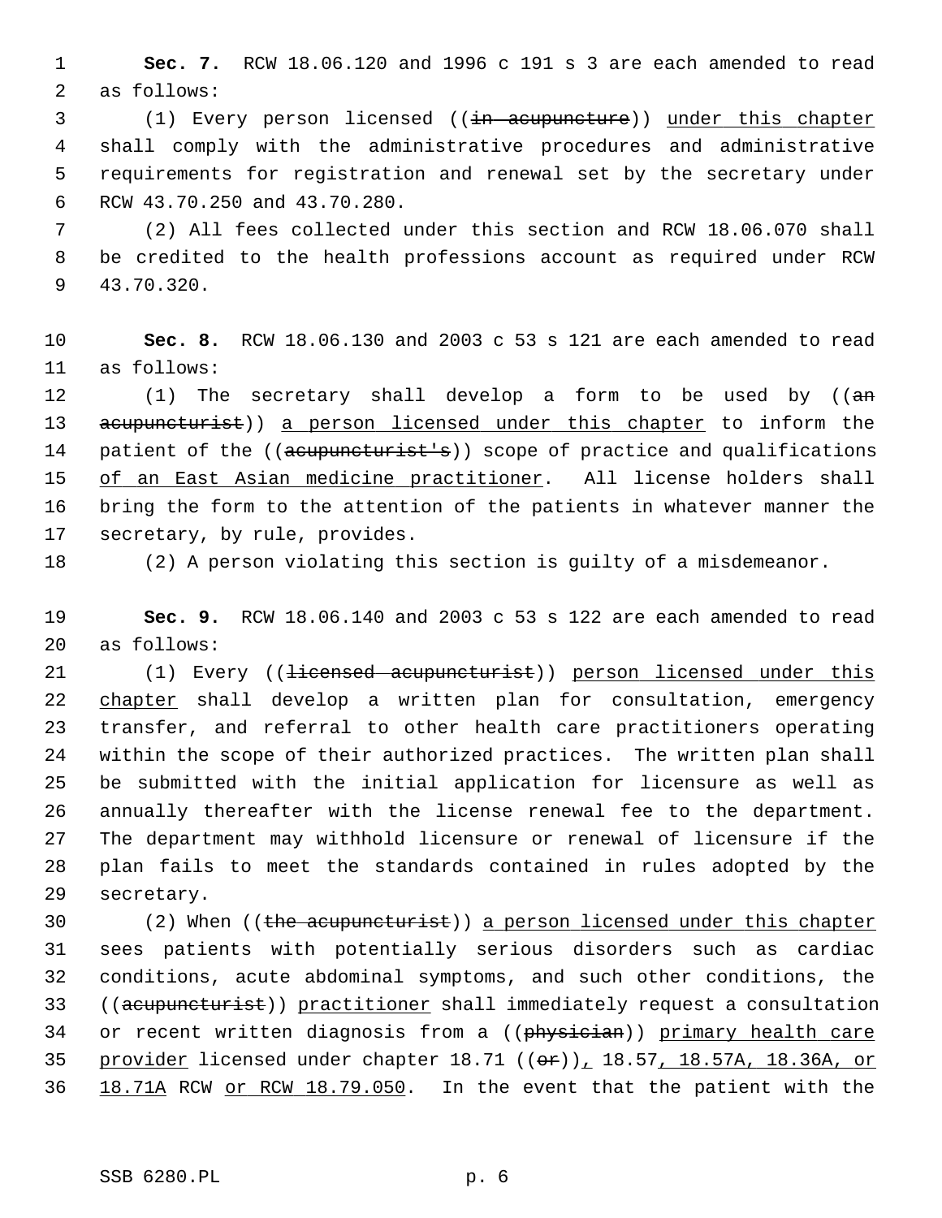**Sec. 7.** RCW 18.06.120 and 1996 c 191 s 3 are each amended to read as follows:

(1) Every person licensed ((~~in acupuncture~~)) <u>under this chapter</u> shall comply with the administrative procedures and administrative requirements for registration and renewal set by the secretary under RCW 43.70.250 and 43.70.280.

(2) All fees collected under this section and RCW 18.06.070 shall be credited to the health professions account as required under RCW 43.70.320.

**Sec. 8.** RCW 18.06.130 and 2003 c 53 s 121 are each amended to read as follows:

(1) The secretary shall develop a form to be used by ((~~an acupuncturist~~)) <u>a person licensed under this chapter</u> to inform the patient of the ((~~acupuncturist's~~)) scope of practice and qualifications <u>of an East Asian medicine practitioner</u>. All license holders shall bring the form to the attention of the patients in whatever manner the secretary, by rule, provides.

(2) A person violating this section is guilty of a misdemeanor.

**Sec. 9.** RCW 18.06.140 and 2003 c 53 s 122 are each amended to read as follows:

(1) Every ((~~licensed acupuncturist~~)) <u>person licensed under this chapter</u> shall develop a written plan for consultation, emergency transfer, and referral to other health care practitioners operating within the scope of their authorized practices. The written plan shall be submitted with the initial application for licensure as well as annually thereafter with the license renewal fee to the department. The department may withhold licensure or renewal of licensure if the plan fails to meet the standards contained in rules adopted by the secretary.

(2) When ((~~the acupuncturist~~)) <u>a person licensed under this chapter</u> sees patients with potentially serious disorders such as cardiac conditions, acute abdominal symptoms, and such other conditions, the ((~~acupuncturist~~)) <u>practitioner</u> shall immediately request a consultation or recent written diagnosis from a ((~~physician~~)) <u>primary health care provider</u> licensed under chapter 18.71 ((~~or~~))<u>,</u> 18.57<u>, 18.57A, 18.36A, or 18.71A</u> RCW <u>or RCW 18.79.050</u>. In the event that the patient with the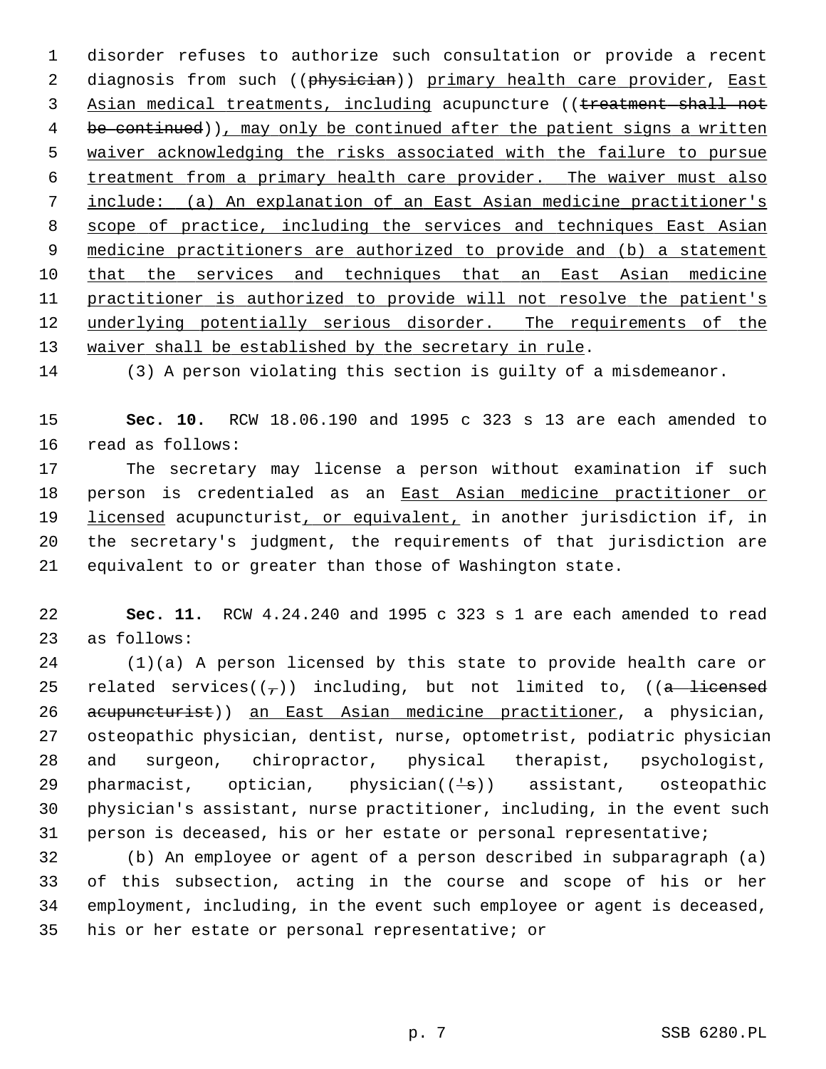disorder refuses to authorize such consultation or provide a recent diagnosis from such ((~~physician~~)) <u>primary health care provider</u>, <u>East Asian medical treatments, including</u> acupuncture ((~~treatment shall not be continued~~))<u>, may only be continued after the patient signs a written waiver acknowledging the risks associated with the failure to pursue treatment from a primary health care provider. The waiver must also include: (a) An explanation of an East Asian medicine practitioner's scope of practice, including the services and techniques East Asian medicine practitioners are authorized to provide and (b) a statement that the services and techniques that an East Asian medicine practitioner is authorized to provide will not resolve the patient's underlying potentially serious disorder. The requirements of the waiver shall be established by the secretary in rule</u>.

(3) A person violating this section is guilty of a misdemeanor.

**Sec. 10.** RCW 18.06.190 and 1995 c 323 s 13 are each amended to read as follows:

The secretary may license a person without examination if such person is credentialed as an <u>East Asian medicine practitioner or licensed</u> acupuncturist<u>, or equivalent,</u> in another jurisdiction if, in the secretary's judgment, the requirements of that jurisdiction are equivalent to or greater than those of Washington state.

**Sec. 11.** RCW 4.24.240 and 1995 c 323 s 1 are each amended to read as follows:

(1)(a) A person licensed by this state to provide health care or related services((~~,~~)) including, but not limited to, ((~~a licensed acupuncturist~~)) <u>an East Asian medicine practitioner</u>, a physician, osteopathic physician, dentist, nurse, optometrist, podiatric physician and surgeon, chiropractor, physical therapist, psychologist, pharmacist, optician, physician((~~'s~~)) assistant, osteopathic physician's assistant, nurse practitioner, including, in the event such person is deceased, his or her estate or personal representative;

(b) An employee or agent of a person described in subparagraph (a) of this subsection, acting in the course and scope of his or her employment, including, in the event such employee or agent is deceased, his or her estate or personal representative; or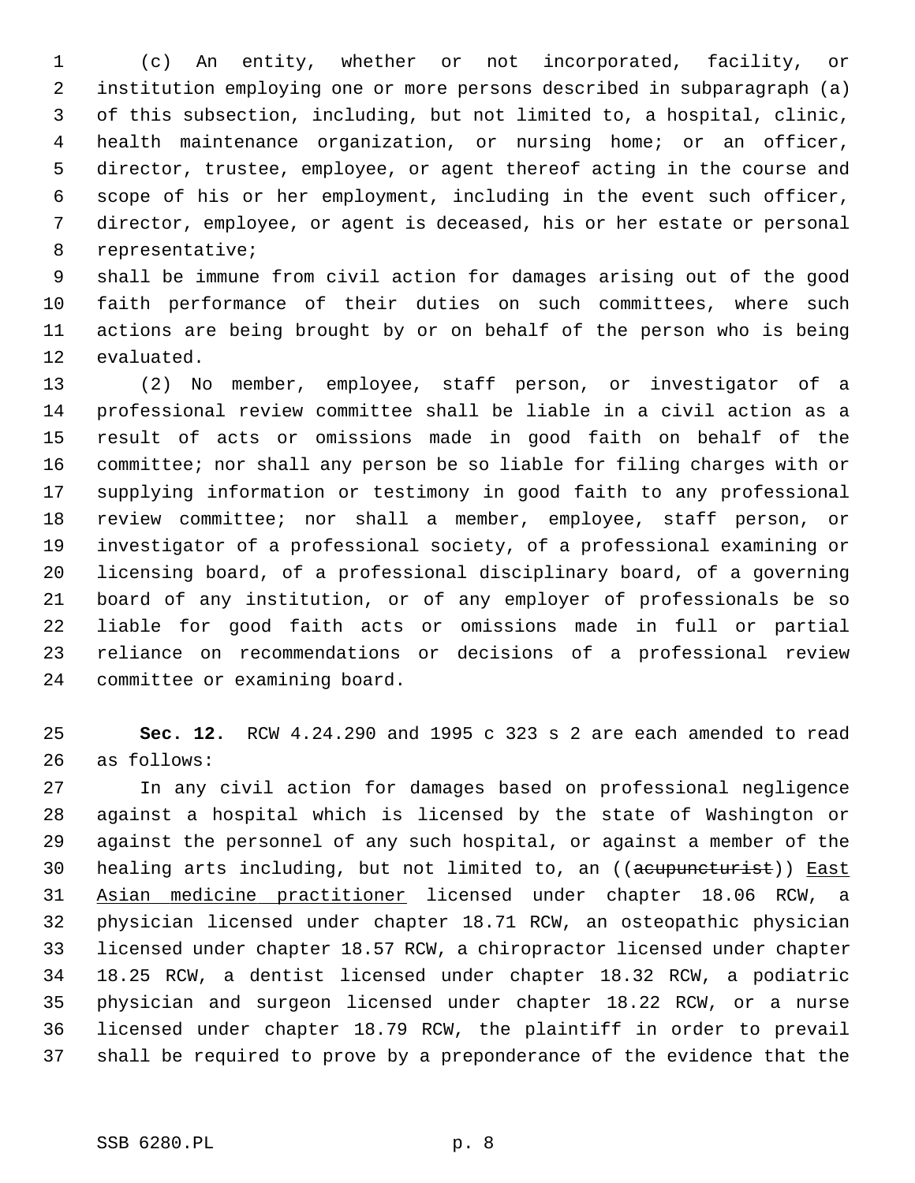(c) An entity, whether or not incorporated, facility, or institution employing one or more persons described in subparagraph (a) of this subsection, including, but not limited to, a hospital, clinic, health maintenance organization, or nursing home; or an officer, director, trustee, employee, or agent thereof acting in the course and scope of his or her employment, including in the event such officer, director, employee, or agent is deceased, his or her estate or personal representative;

shall be immune from civil action for damages arising out of the good faith performance of their duties on such committees, where such actions are being brought by or on behalf of the person who is being evaluated.

(2) No member, employee, staff person, or investigator of a professional review committee shall be liable in a civil action as a result of acts or omissions made in good faith on behalf of the committee; nor shall any person be so liable for filing charges with or supplying information or testimony in good faith to any professional review committee; nor shall a member, employee, staff person, or investigator of a professional society, of a professional examining or licensing board, of a professional disciplinary board, of a governing board of any institution, or of any employer of professionals be so liable for good faith acts or omissions made in full or partial reliance on recommendations or decisions of a professional review committee or examining board.

**Sec. 12.** RCW 4.24.290 and 1995 c 323 s 2 are each amended to read as follows:

In any civil action for damages based on professional negligence against a hospital which is licensed by the state of Washington or against the personnel of any such hospital, or against a member of the healing arts including, but not limited to, an ((~~acupuncturist~~)) East Asian medicine practitioner licensed under chapter 18.06 RCW, a physician licensed under chapter 18.71 RCW, an osteopathic physician licensed under chapter 18.57 RCW, a chiropractor licensed under chapter 18.25 RCW, a dentist licensed under chapter 18.32 RCW, a podiatric physician and surgeon licensed under chapter 18.22 RCW, or a nurse licensed under chapter 18.79 RCW, the plaintiff in order to prevail shall be required to prove by a preponderance of the evidence that the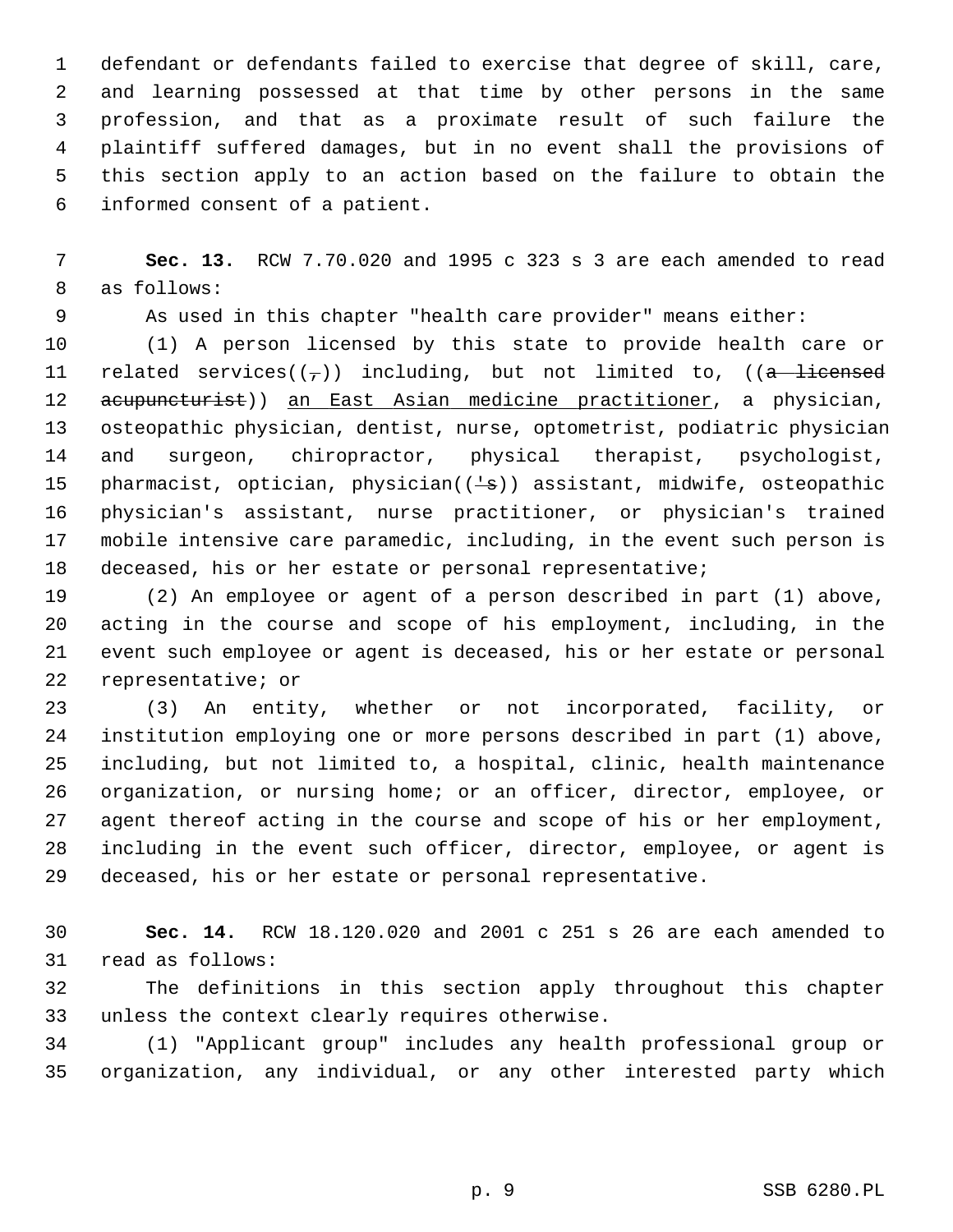defendant or defendants failed to exercise that degree of skill, care, and learning possessed at that time by other persons in the same profession, and that as a proximate result of such failure the plaintiff suffered damages, but in no event shall the provisions of this section apply to an action based on the failure to obtain the informed consent of a patient.

**Sec. 13.** RCW 7.70.020 and 1995 c 323 s 3 are each amended to read as follows:

As used in this chapter "health care provider" means either:

(1) A person licensed by this state to provide health care or related services((~~,~~)) including, but not limited to, ((~~a licensed acupuncturist~~)) <u>an East Asian medicine practitioner</u>, a physician, osteopathic physician, dentist, nurse, optometrist, podiatric physician and surgeon, chiropractor, physical therapist, psychologist, pharmacist, optician, physician((~~'s~~)) assistant, midwife, osteopathic physician's assistant, nurse practitioner, or physician's trained mobile intensive care paramedic, including, in the event such person is deceased, his or her estate or personal representative;

(2) An employee or agent of a person described in part (1) above, acting in the course and scope of his employment, including, in the event such employee or agent is deceased, his or her estate or personal representative; or

(3) An entity, whether or not incorporated, facility, or institution employing one or more persons described in part (1) above, including, but not limited to, a hospital, clinic, health maintenance organization, or nursing home; or an officer, director, employee, or agent thereof acting in the course and scope of his or her employment, including in the event such officer, director, employee, or agent is deceased, his or her estate or personal representative.

**Sec. 14.** RCW 18.120.020 and 2001 c 251 s 26 are each amended to read as follows:

The definitions in this section apply throughout this chapter unless the context clearly requires otherwise.

(1) "Applicant group" includes any health professional group or organization, any individual, or any other interested party which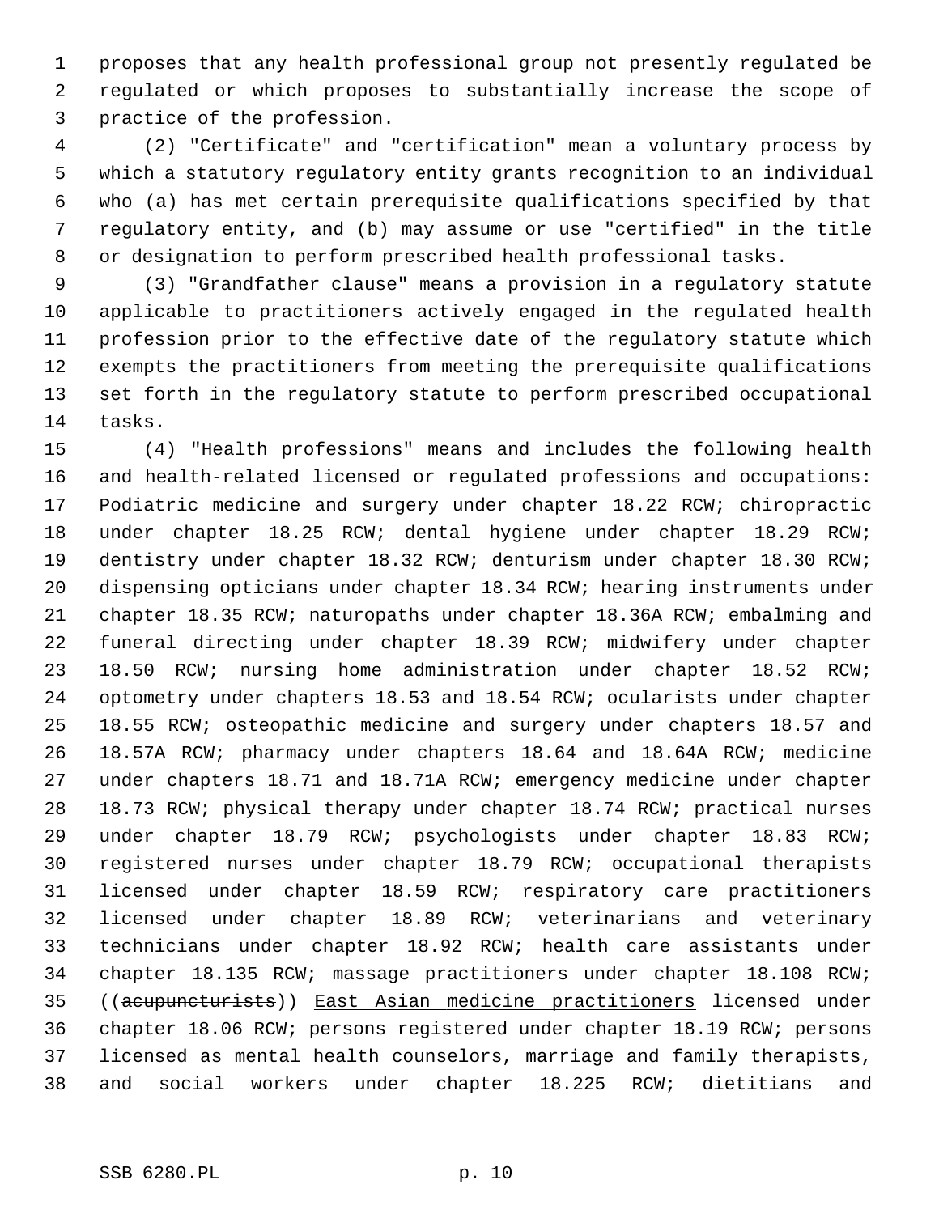proposes that any health professional group not presently regulated be regulated or which proposes to substantially increase the scope of practice of the profession.

(2) "Certificate" and "certification" mean a voluntary process by which a statutory regulatory entity grants recognition to an individual who (a) has met certain prerequisite qualifications specified by that regulatory entity, and (b) may assume or use "certified" in the title or designation to perform prescribed health professional tasks.

(3) "Grandfather clause" means a provision in a regulatory statute applicable to practitioners actively engaged in the regulated health profession prior to the effective date of the regulatory statute which exempts the practitioners from meeting the prerequisite qualifications set forth in the regulatory statute to perform prescribed occupational tasks.

(4) "Health professions" means and includes the following health and health-related licensed or regulated professions and occupations: Podiatric medicine and surgery under chapter 18.22 RCW; chiropractic under chapter 18.25 RCW; dental hygiene under chapter 18.29 RCW; dentistry under chapter 18.32 RCW; denturism under chapter 18.30 RCW; dispensing opticians under chapter 18.34 RCW; hearing instruments under chapter 18.35 RCW; naturopaths under chapter 18.36A RCW; embalming and funeral directing under chapter 18.39 RCW; midwifery under chapter 18.50 RCW; nursing home administration under chapter 18.52 RCW; optometry under chapters 18.53 and 18.54 RCW; ocularists under chapter 18.55 RCW; osteopathic medicine and surgery under chapters 18.57 and 18.57A RCW; pharmacy under chapters 18.64 and 18.64A RCW; medicine under chapters 18.71 and 18.71A RCW; emergency medicine under chapter 18.73 RCW; physical therapy under chapter 18.74 RCW; practical nurses under chapter 18.79 RCW; psychologists under chapter 18.83 RCW; registered nurses under chapter 18.79 RCW; occupational therapists licensed under chapter 18.59 RCW; respiratory care practitioners licensed under chapter 18.89 RCW; veterinarians and veterinary technicians under chapter 18.92 RCW; health care assistants under chapter 18.135 RCW; massage practitioners under chapter 18.108 RCW; ((~~acupuncturists~~)) <u>East Asian medicine practitioners</u> licensed under chapter 18.06 RCW; persons registered under chapter 18.19 RCW; persons licensed as mental health counselors, marriage and family therapists, and social workers under chapter 18.225 RCW; dietitians and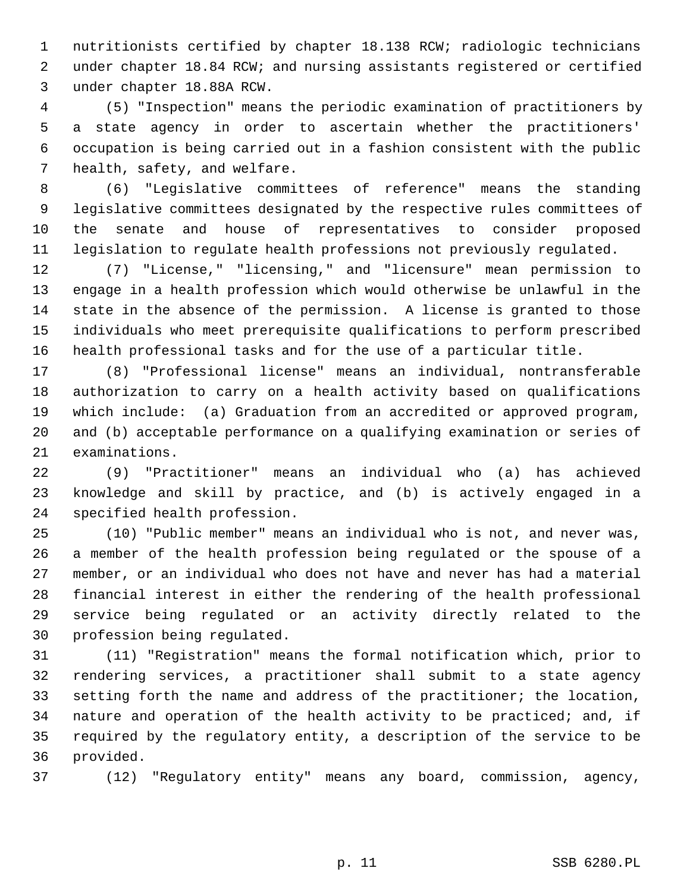nutritionists certified by chapter 18.138 RCW; radiologic technicians under chapter 18.84 RCW; and nursing assistants registered or certified under chapter 18.88A RCW.

(5) "Inspection" means the periodic examination of practitioners by a state agency in order to ascertain whether the practitioners' occupation is being carried out in a fashion consistent with the public health, safety, and welfare.

(6) "Legislative committees of reference" means the standing legislative committees designated by the respective rules committees of the senate and house of representatives to consider proposed legislation to regulate health professions not previously regulated.

(7) "License," "licensing," and "licensure" mean permission to engage in a health profession which would otherwise be unlawful in the state in the absence of the permission. A license is granted to those individuals who meet prerequisite qualifications to perform prescribed health professional tasks and for the use of a particular title.

(8) "Professional license" means an individual, nontransferable authorization to carry on a health activity based on qualifications which include: (a) Graduation from an accredited or approved program, and (b) acceptable performance on a qualifying examination or series of examinations.

(9) "Practitioner" means an individual who (a) has achieved knowledge and skill by practice, and (b) is actively engaged in a specified health profession.

(10) "Public member" means an individual who is not, and never was, a member of the health profession being regulated or the spouse of a member, or an individual who does not have and never has had a material financial interest in either the rendering of the health professional service being regulated or an activity directly related to the profession being regulated.

(11) "Registration" means the formal notification which, prior to rendering services, a practitioner shall submit to a state agency setting forth the name and address of the practitioner; the location, nature and operation of the health activity to be practiced; and, if required by the regulatory entity, a description of the service to be provided.

(12) "Regulatory entity" means any board, commission, agency,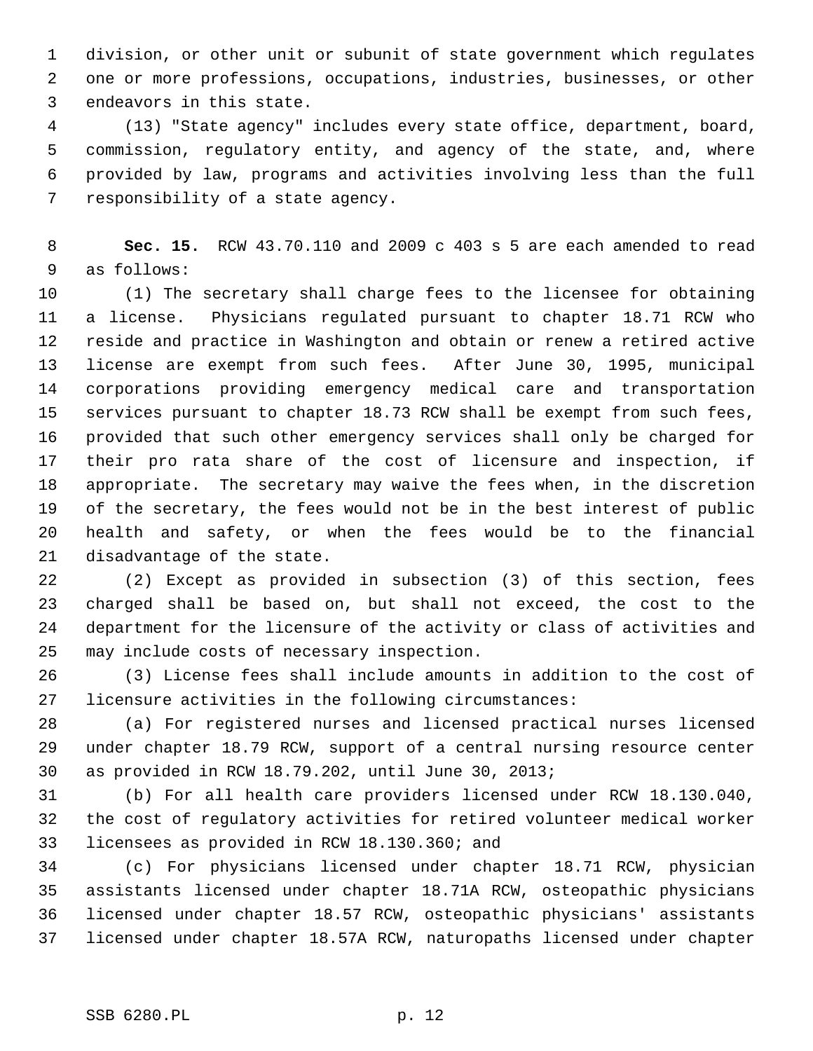division, or other unit or subunit of state government which regulates one or more professions, occupations, industries, businesses, or other endeavors in this state.

(13) "State agency" includes every state office, department, board, commission, regulatory entity, and agency of the state, and, where provided by law, programs and activities involving less than the full responsibility of a state agency.

**Sec. 15.** RCW 43.70.110 and 2009 c 403 s 5 are each amended to read as follows:

(1) The secretary shall charge fees to the licensee for obtaining a license. Physicians regulated pursuant to chapter 18.71 RCW who reside and practice in Washington and obtain or renew a retired active license are exempt from such fees. After June 30, 1995, municipal corporations providing emergency medical care and transportation services pursuant to chapter 18.73 RCW shall be exempt from such fees, provided that such other emergency services shall only be charged for their pro rata share of the cost of licensure and inspection, if appropriate. The secretary may waive the fees when, in the discretion of the secretary, the fees would not be in the best interest of public health and safety, or when the fees would be to the financial disadvantage of the state.

(2) Except as provided in subsection (3) of this section, fees charged shall be based on, but shall not exceed, the cost to the department for the licensure of the activity or class of activities and may include costs of necessary inspection.

(3) License fees shall include amounts in addition to the cost of licensure activities in the following circumstances:

(a) For registered nurses and licensed practical nurses licensed under chapter 18.79 RCW, support of a central nursing resource center as provided in RCW 18.79.202, until June 30, 2013;

(b) For all health care providers licensed under RCW 18.130.040, the cost of regulatory activities for retired volunteer medical worker licensees as provided in RCW 18.130.360; and

(c) For physicians licensed under chapter 18.71 RCW, physician assistants licensed under chapter 18.71A RCW, osteopathic physicians licensed under chapter 18.57 RCW, osteopathic physicians' assistants licensed under chapter 18.57A RCW, naturopaths licensed under chapter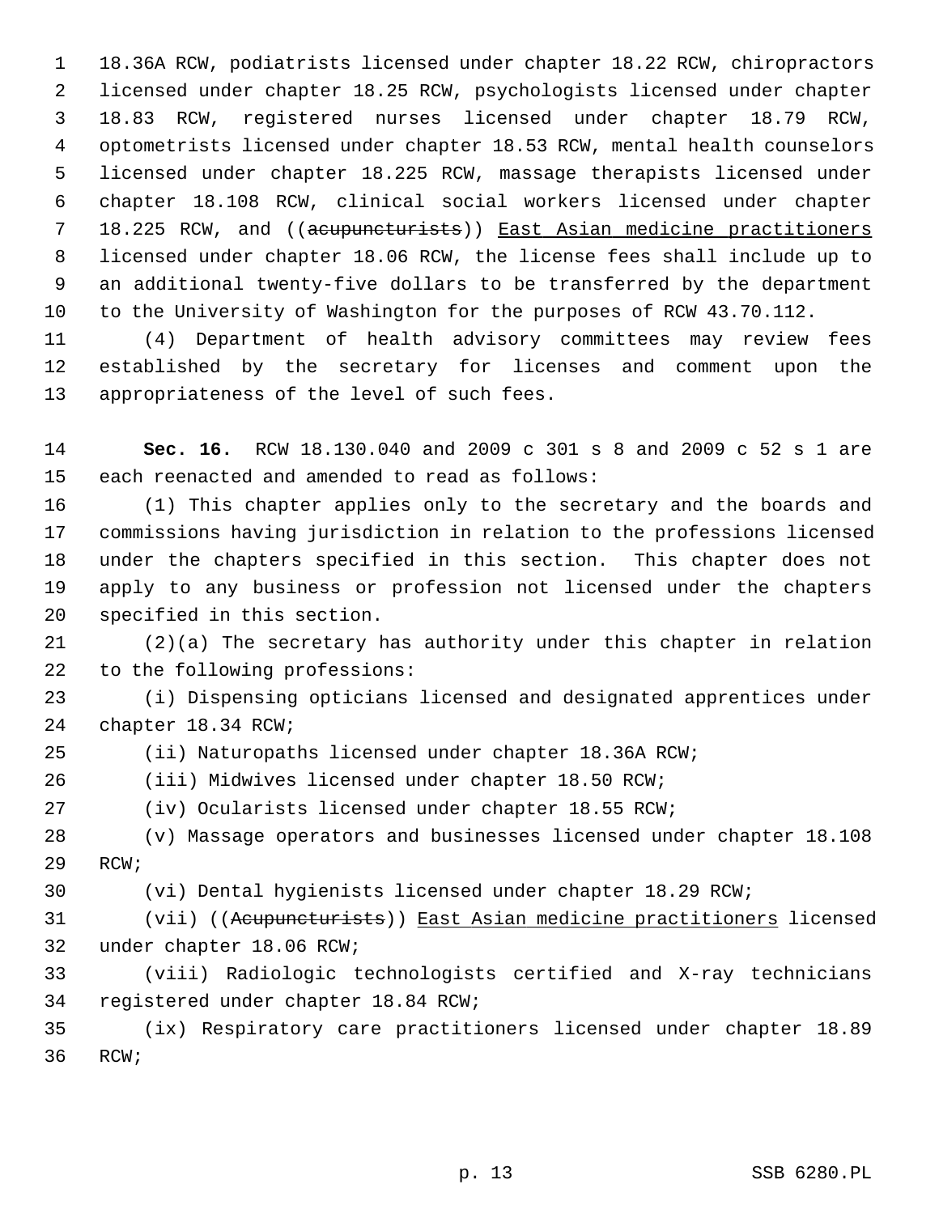18.36A RCW, podiatrists licensed under chapter 18.22 RCW, chiropractors licensed under chapter 18.25 RCW, psychologists licensed under chapter 18.83 RCW, registered nurses licensed under chapter 18.79 RCW, optometrists licensed under chapter 18.53 RCW, mental health counselors licensed under chapter 18.225 RCW, massage therapists licensed under chapter 18.108 RCW, clinical social workers licensed under chapter 18.225 RCW, and ((~~acupuncturists~~)) East Asian medicine practitioners licensed under chapter 18.06 RCW, the license fees shall include up to an additional twenty-five dollars to be transferred by the department to the University of Washington for the purposes of RCW 43.70.112.

(4) Department of health advisory committees may review fees established by the secretary for licenses and comment upon the appropriateness of the level of such fees.

**Sec. 16.** RCW 18.130.040 and 2009 c 301 s 8 and 2009 c 52 s 1 are each reenacted and amended to read as follows:

(1) This chapter applies only to the secretary and the boards and commissions having jurisdiction in relation to the professions licensed under the chapters specified in this section. This chapter does not apply to any business or profession not licensed under the chapters specified in this section.

(2)(a) The secretary has authority under this chapter in relation to the following professions:

(i) Dispensing opticians licensed and designated apprentices under chapter 18.34 RCW;

(ii) Naturopaths licensed under chapter 18.36A RCW;

(iii) Midwives licensed under chapter 18.50 RCW;

(iv) Ocularists licensed under chapter 18.55 RCW;

(v) Massage operators and businesses licensed under chapter 18.108 RCW;

(vi) Dental hygienists licensed under chapter 18.29 RCW;

(vii) ((~~Acupuncturists~~)) East Asian medicine practitioners licensed under chapter 18.06 RCW;

(viii) Radiologic technologists certified and X-ray technicians registered under chapter 18.84 RCW;

(ix) Respiratory care practitioners licensed under chapter 18.89 RCW;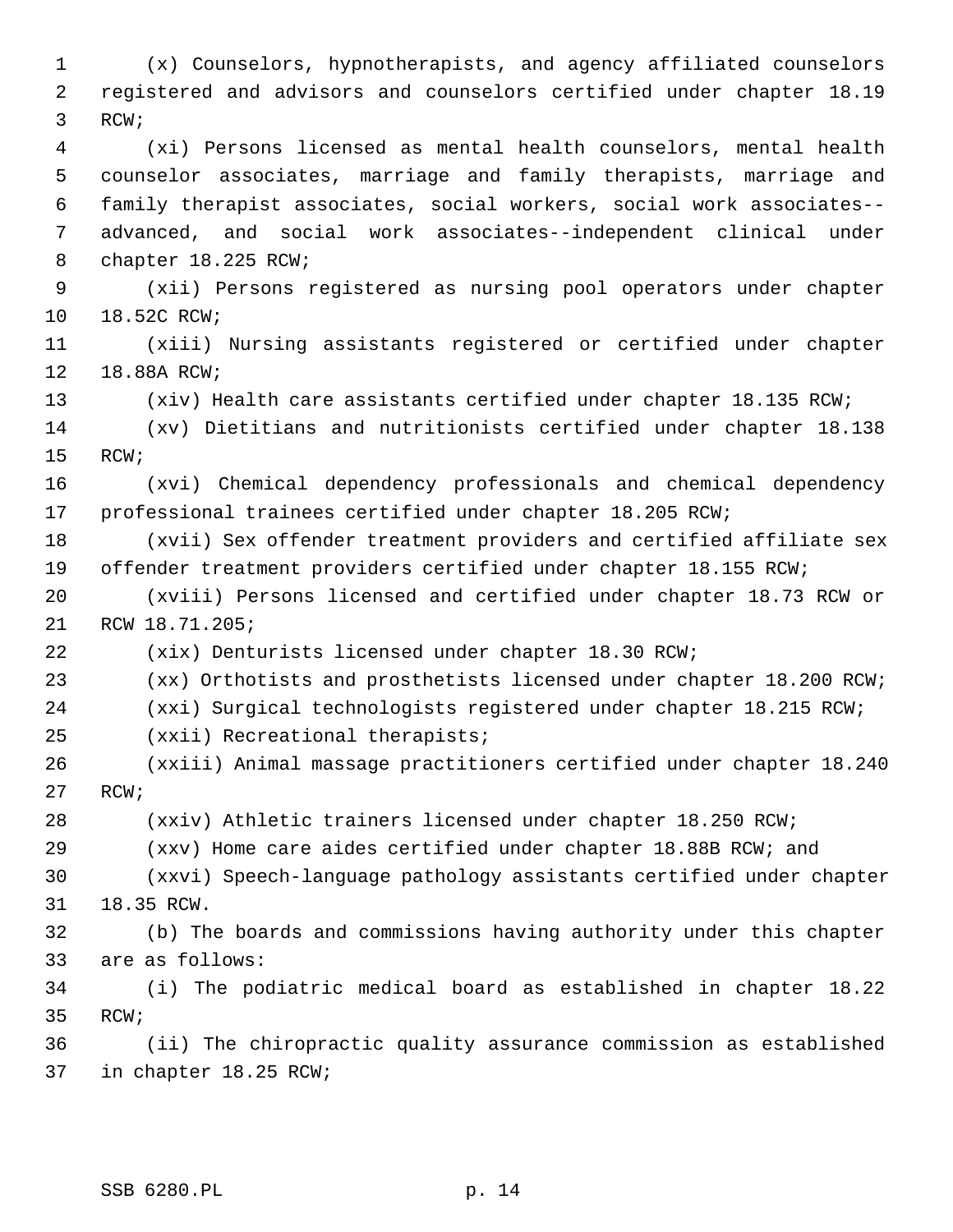(x) Counselors, hypnotherapists, and agency affiliated counselors registered and advisors and counselors certified under chapter 18.19 RCW;

(xi) Persons licensed as mental health counselors, mental health counselor associates, marriage and family therapists, marriage and family therapist associates, social workers, social work associates--advanced, and social work associates--independent clinical under chapter 18.225 RCW;

(xii) Persons registered as nursing pool operators under chapter 18.52C RCW;

(xiii) Nursing assistants registered or certified under chapter 18.88A RCW;

(xiv) Health care assistants certified under chapter 18.135 RCW;

(xv) Dietitians and nutritionists certified under chapter 18.138 RCW;

(xvi) Chemical dependency professionals and chemical dependency professional trainees certified under chapter 18.205 RCW;

(xvii) Sex offender treatment providers and certified affiliate sex offender treatment providers certified under chapter 18.155 RCW;

(xviii) Persons licensed and certified under chapter 18.73 RCW or RCW 18.71.205;

(xix) Denturists licensed under chapter 18.30 RCW;

(xx) Orthotists and prosthetists licensed under chapter 18.200 RCW;

(xxi) Surgical technologists registered under chapter 18.215 RCW;

(xxii) Recreational therapists;

(xxiii) Animal massage practitioners certified under chapter 18.240 RCW;

(xxiv) Athletic trainers licensed under chapter 18.250 RCW;

(xxv) Home care aides certified under chapter 18.88B RCW; and

(xxvi) Speech-language pathology assistants certified under chapter 18.35 RCW.

(b) The boards and commissions having authority under this chapter are as follows:

(i) The podiatric medical board as established in chapter 18.22 RCW;

(ii) The chiropractic quality assurance commission as established in chapter 18.25 RCW;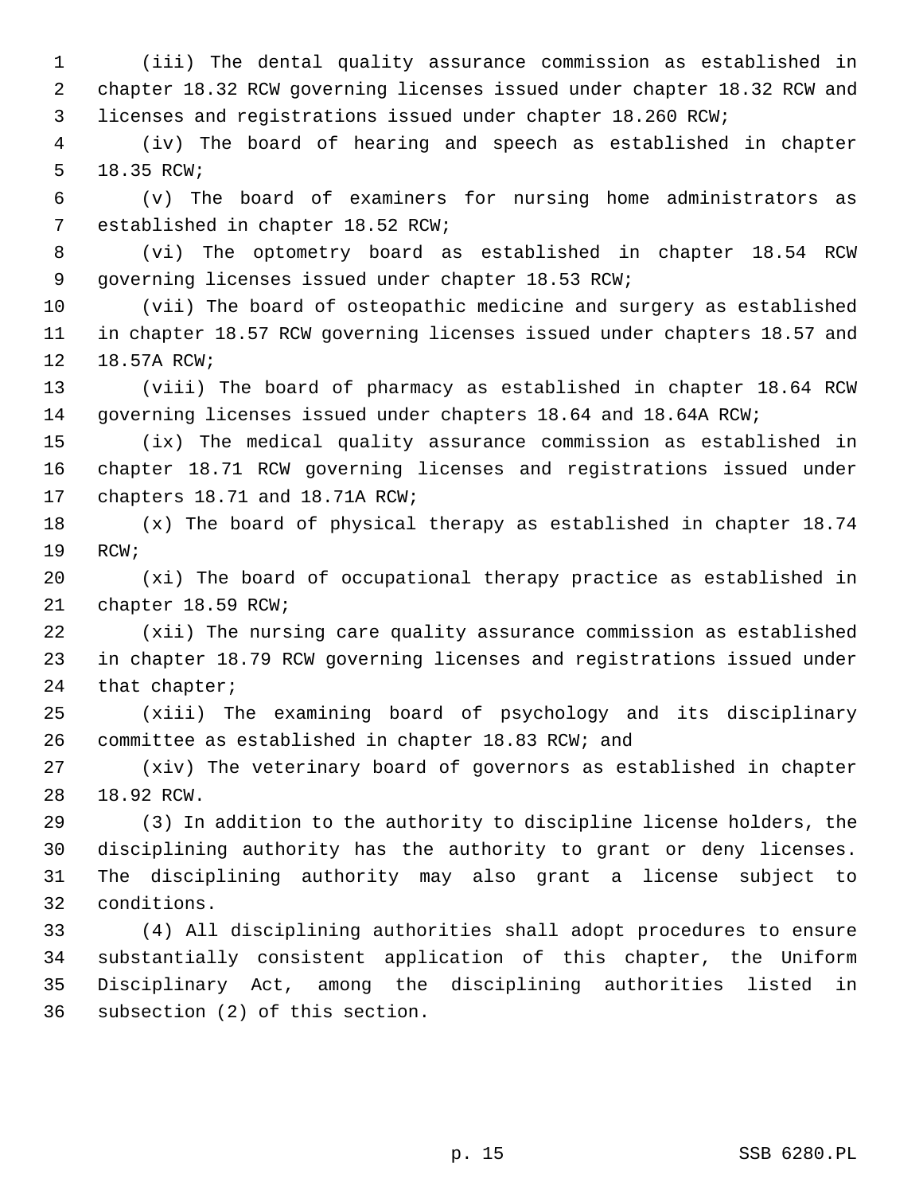(iii) The dental quality assurance commission as established in chapter 18.32 RCW governing licenses issued under chapter 18.32 RCW and licenses and registrations issued under chapter 18.260 RCW;

(iv) The board of hearing and speech as established in chapter 18.35 RCW;

(v) The board of examiners for nursing home administrators as established in chapter 18.52 RCW;

(vi) The optometry board as established in chapter 18.54 RCW governing licenses issued under chapter 18.53 RCW;

(vii) The board of osteopathic medicine and surgery as established in chapter 18.57 RCW governing licenses issued under chapters 18.57 and 18.57A RCW;

(viii) The board of pharmacy as established in chapter 18.64 RCW governing licenses issued under chapters 18.64 and 18.64A RCW;

(ix) The medical quality assurance commission as established in chapter 18.71 RCW governing licenses and registrations issued under chapters 18.71 and 18.71A RCW;

(x) The board of physical therapy as established in chapter 18.74 RCW;

(xi) The board of occupational therapy practice as established in chapter 18.59 RCW;

(xii) The nursing care quality assurance commission as established in chapter 18.79 RCW governing licenses and registrations issued under that chapter;

(xiii) The examining board of psychology and its disciplinary committee as established in chapter 18.83 RCW; and

(xiv) The veterinary board of governors as established in chapter 18.92 RCW.

(3) In addition to the authority to discipline license holders, the disciplining authority has the authority to grant or deny licenses. The disciplining authority may also grant a license subject to conditions.

(4) All disciplining authorities shall adopt procedures to ensure substantially consistent application of this chapter, the Uniform Disciplinary Act, among the disciplining authorities listed in subsection (2) of this section.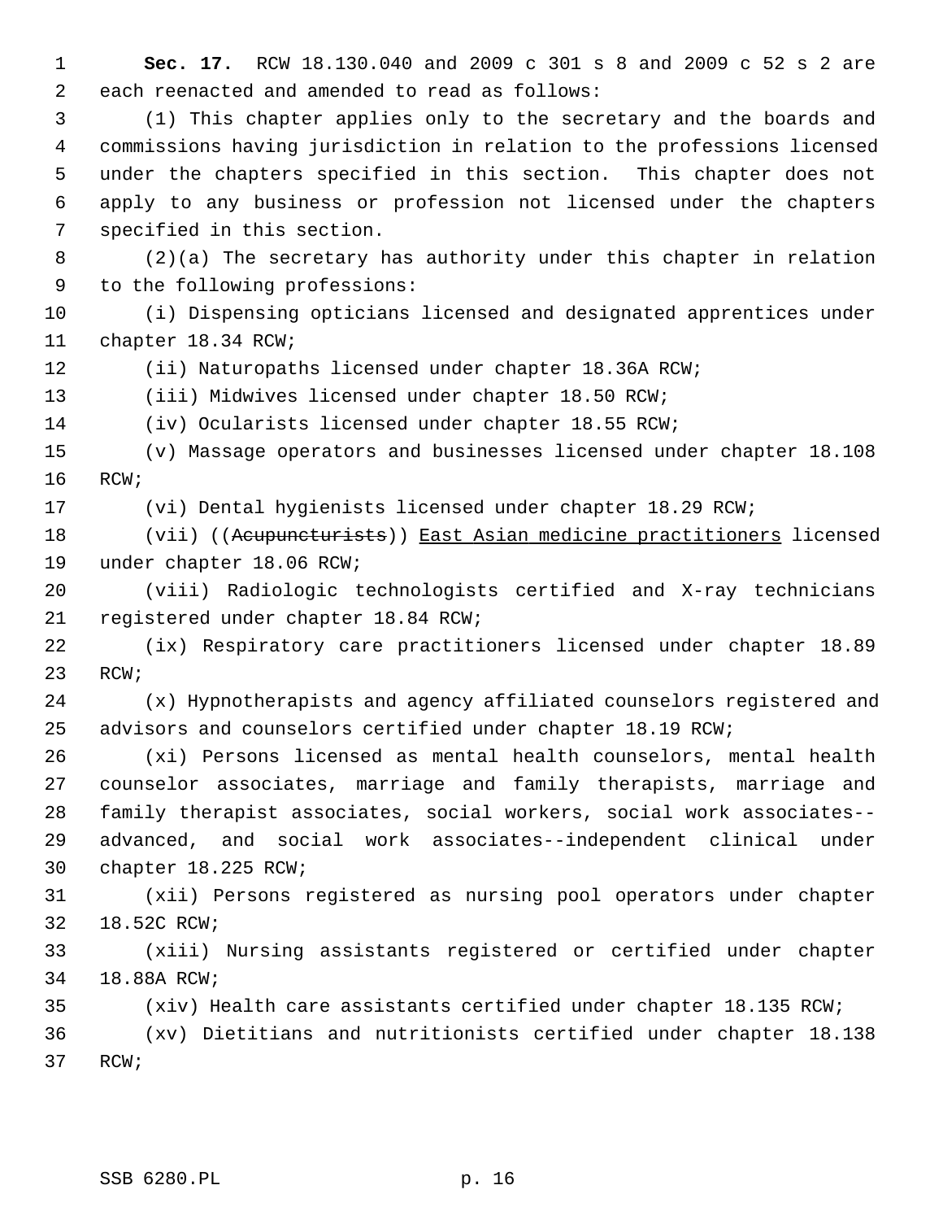**Sec. 17.** RCW 18.130.040 and 2009 c 301 s 8 and 2009 c 52 s 2 are each reenacted and amended to read as follows:

(1) This chapter applies only to the secretary and the boards and commissions having jurisdiction in relation to the professions licensed under the chapters specified in this section. This chapter does not apply to any business or profession not licensed under the chapters specified in this section.

(2)(a) The secretary has authority under this chapter in relation to the following professions:

(i) Dispensing opticians licensed and designated apprentices under chapter 18.34 RCW;

(ii) Naturopaths licensed under chapter 18.36A RCW;

(iii) Midwives licensed under chapter 18.50 RCW;

(iv) Ocularists licensed under chapter 18.55 RCW;

(v) Massage operators and businesses licensed under chapter 18.108 RCW;

(vi) Dental hygienists licensed under chapter 18.29 RCW;

(vii) ((~~Acupuncturists~~)) <u>East Asian medicine practitioners</u> licensed under chapter 18.06 RCW;

(viii) Radiologic technologists certified and X-ray technicians registered under chapter 18.84 RCW;

(ix) Respiratory care practitioners licensed under chapter 18.89 RCW;

(x) Hypnotherapists and agency affiliated counselors registered and advisors and counselors certified under chapter 18.19 RCW;

(xi) Persons licensed as mental health counselors, mental health counselor associates, marriage and family therapists, marriage and family therapist associates, social workers, social work associates--advanced, and social work associates--independent clinical under chapter 18.225 RCW;

(xii) Persons registered as nursing pool operators under chapter 18.52C RCW;

(xiii) Nursing assistants registered or certified under chapter 18.88A RCW;

(xiv) Health care assistants certified under chapter 18.135 RCW;

(xv) Dietitians and nutritionists certified under chapter 18.138 RCW;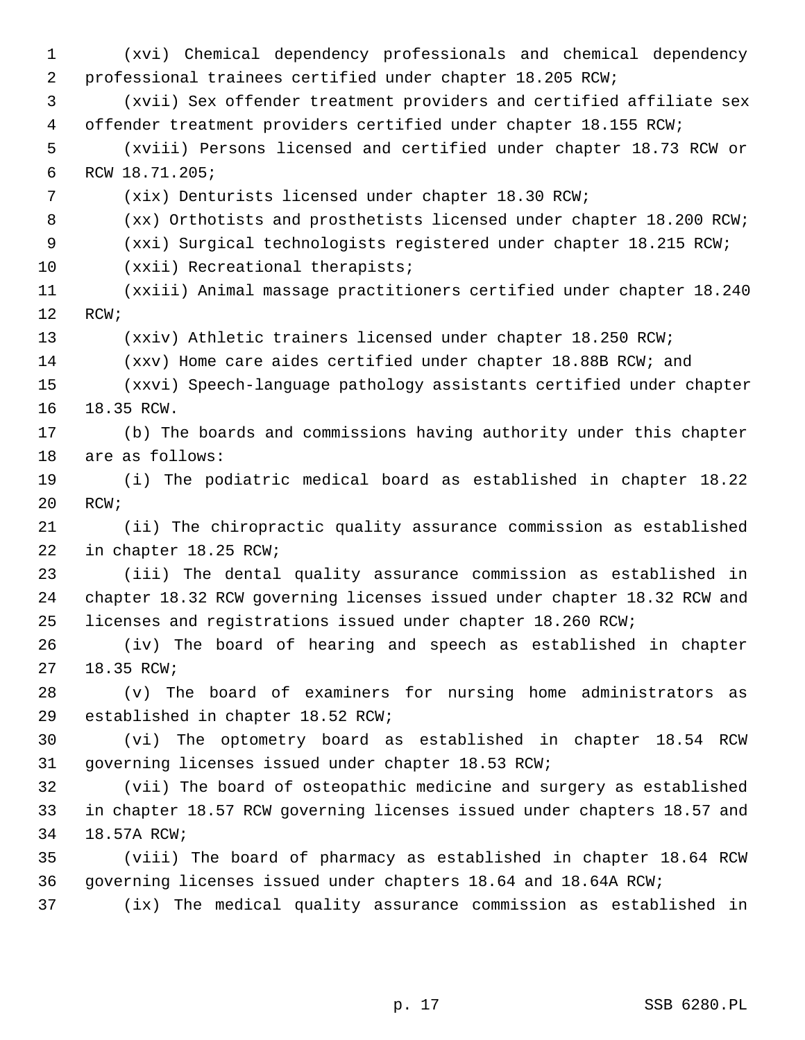(xvi) Chemical dependency professionals and chemical dependency professional trainees certified under chapter 18.205 RCW;

(xvii) Sex offender treatment providers and certified affiliate sex offender treatment providers certified under chapter 18.155 RCW;

(xviii) Persons licensed and certified under chapter 18.73 RCW or RCW 18.71.205;

(xix) Denturists licensed under chapter 18.30 RCW;

(xx) Orthotists and prosthetists licensed under chapter 18.200 RCW;

(xxi) Surgical technologists registered under chapter 18.215 RCW;

(xxii) Recreational therapists;

(xxiii) Animal massage practitioners certified under chapter 18.240 RCW;

(xxiv) Athletic trainers licensed under chapter 18.250 RCW;

(xxv) Home care aides certified under chapter 18.88B RCW; and

(xxvi) Speech-language pathology assistants certified under chapter 18.35 RCW.

(b) The boards and commissions having authority under this chapter are as follows:

(i) The podiatric medical board as established in chapter 18.22 RCW;

(ii) The chiropractic quality assurance commission as established in chapter 18.25 RCW;

(iii) The dental quality assurance commission as established in chapter 18.32 RCW governing licenses issued under chapter 18.32 RCW and licenses and registrations issued under chapter 18.260 RCW;

(iv) The board of hearing and speech as established in chapter 18.35 RCW;

(v) The board of examiners for nursing home administrators as established in chapter 18.52 RCW;

(vi) The optometry board as established in chapter 18.54 RCW governing licenses issued under chapter 18.53 RCW;

(vii) The board of osteopathic medicine and surgery as established in chapter 18.57 RCW governing licenses issued under chapters 18.57 and 18.57A RCW;

(viii) The board of pharmacy as established in chapter 18.64 RCW governing licenses issued under chapters 18.64 and 18.64A RCW;

(ix) The medical quality assurance commission as established in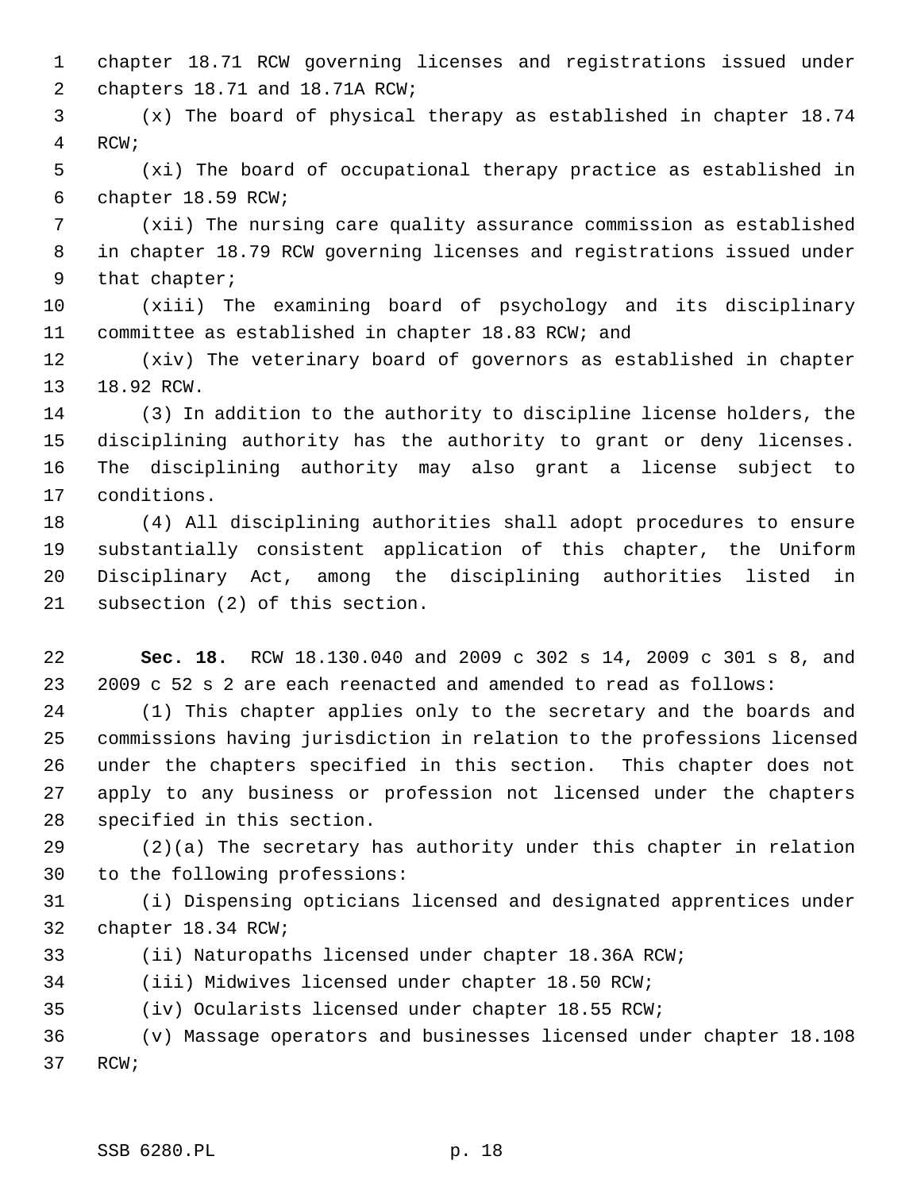chapter 18.71 RCW governing licenses and registrations issued under chapters 18.71 and 18.71A RCW;

(x) The board of physical therapy as established in chapter 18.74 RCW;

(xi) The board of occupational therapy practice as established in chapter 18.59 RCW;

(xii) The nursing care quality assurance commission as established in chapter 18.79 RCW governing licenses and registrations issued under that chapter;

(xiii) The examining board of psychology and its disciplinary committee as established in chapter 18.83 RCW; and

(xiv) The veterinary board of governors as established in chapter 18.92 RCW.

(3) In addition to the authority to discipline license holders, the disciplining authority has the authority to grant or deny licenses. The disciplining authority may also grant a license subject to conditions.

(4) All disciplining authorities shall adopt procedures to ensure substantially consistent application of this chapter, the Uniform Disciplinary Act, among the disciplining authorities listed in subsection (2) of this section.

**Sec. 18.** RCW 18.130.040 and 2009 c 302 s 14, 2009 c 301 s 8, and 2009 c 52 s 2 are each reenacted and amended to read as follows:

(1) This chapter applies only to the secretary and the boards and commissions having jurisdiction in relation to the professions licensed under the chapters specified in this section. This chapter does not apply to any business or profession not licensed under the chapters specified in this section.

(2)(a) The secretary has authority under this chapter in relation to the following professions:

(i) Dispensing opticians licensed and designated apprentices under chapter 18.34 RCW;

(ii) Naturopaths licensed under chapter 18.36A RCW;

(iii) Midwives licensed under chapter 18.50 RCW;

(iv) Ocularists licensed under chapter 18.55 RCW;

(v) Massage operators and businesses licensed under chapter 18.108 RCW;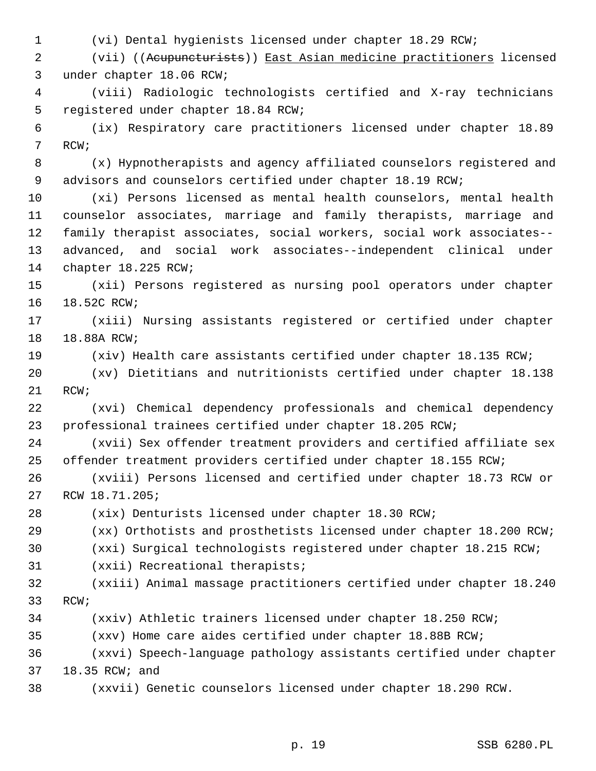(vi) Dental hygienists licensed under chapter 18.29 RCW;

(vii) ((~~Acupuncturists~~)) East Asian medicine practitioners licensed under chapter 18.06 RCW;

(viii) Radiologic technologists certified and X-ray technicians registered under chapter 18.84 RCW;

(ix) Respiratory care practitioners licensed under chapter 18.89 RCW;

(x) Hypnotherapists and agency affiliated counselors registered and advisors and counselors certified under chapter 18.19 RCW;

(xi) Persons licensed as mental health counselors, mental health counselor associates, marriage and family therapists, marriage and family therapist associates, social workers, social work associates--advanced, and social work associates--independent clinical under chapter 18.225 RCW;

(xii) Persons registered as nursing pool operators under chapter 18.52C RCW;

(xiii) Nursing assistants registered or certified under chapter 18.88A RCW;

(xiv) Health care assistants certified under chapter 18.135 RCW;

(xv) Dietitians and nutritionists certified under chapter 18.138 RCW;

(xvi) Chemical dependency professionals and chemical dependency professional trainees certified under chapter 18.205 RCW;

(xvii) Sex offender treatment providers and certified affiliate sex offender treatment providers certified under chapter 18.155 RCW;

(xviii) Persons licensed and certified under chapter 18.73 RCW or RCW 18.71.205;

(xix) Denturists licensed under chapter 18.30 RCW;

(xx) Orthotists and prosthetists licensed under chapter 18.200 RCW;

(xxi) Surgical technologists registered under chapter 18.215 RCW;

(xxii) Recreational therapists;

(xxiii) Animal massage practitioners certified under chapter 18.240 RCW;

(xxiv) Athletic trainers licensed under chapter 18.250 RCW;

(xxv) Home care aides certified under chapter 18.88B RCW;

(xxvi) Speech-language pathology assistants certified under chapter 18.35 RCW; and

(xxvii) Genetic counselors licensed under chapter 18.290 RCW.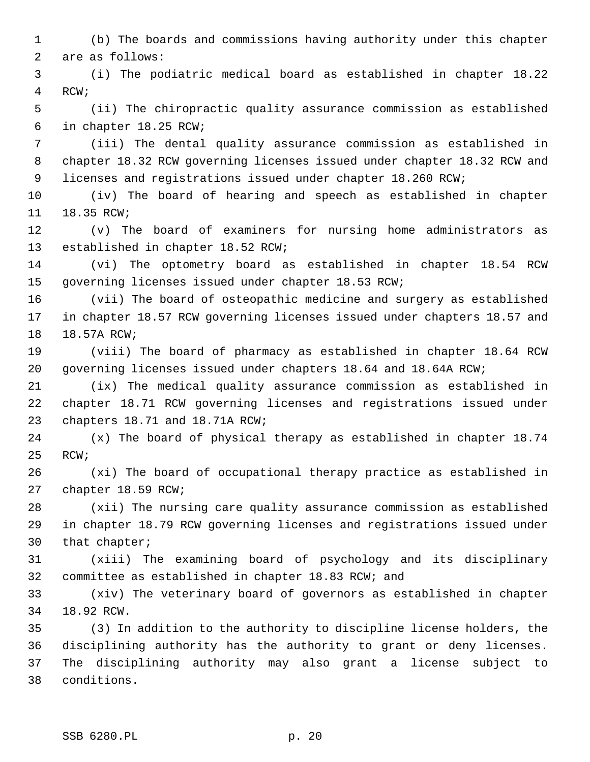(b) The boards and commissions having authority under this chapter are as follows:

(i) The podiatric medical board as established in chapter 18.22 RCW;

(ii) The chiropractic quality assurance commission as established in chapter 18.25 RCW;

(iii) The dental quality assurance commission as established in chapter 18.32 RCW governing licenses issued under chapter 18.32 RCW and licenses and registrations issued under chapter 18.260 RCW;

(iv) The board of hearing and speech as established in chapter 18.35 RCW;

(v) The board of examiners for nursing home administrators as established in chapter 18.52 RCW;

(vi) The optometry board as established in chapter 18.54 RCW governing licenses issued under chapter 18.53 RCW;

(vii) The board of osteopathic medicine and surgery as established in chapter 18.57 RCW governing licenses issued under chapters 18.57 and 18.57A RCW;

(viii) The board of pharmacy as established in chapter 18.64 RCW governing licenses issued under chapters 18.64 and 18.64A RCW;

(ix) The medical quality assurance commission as established in chapter 18.71 RCW governing licenses and registrations issued under chapters 18.71 and 18.71A RCW;

(x) The board of physical therapy as established in chapter 18.74 RCW;

(xi) The board of occupational therapy practice as established in chapter 18.59 RCW;

(xii) The nursing care quality assurance commission as established in chapter 18.79 RCW governing licenses and registrations issued under that chapter;

(xiii) The examining board of psychology and its disciplinary committee as established in chapter 18.83 RCW; and

(xiv) The veterinary board of governors as established in chapter 18.92 RCW.

(3) In addition to the authority to discipline license holders, the disciplining authority has the authority to grant or deny licenses. The disciplining authority may also grant a license subject to conditions.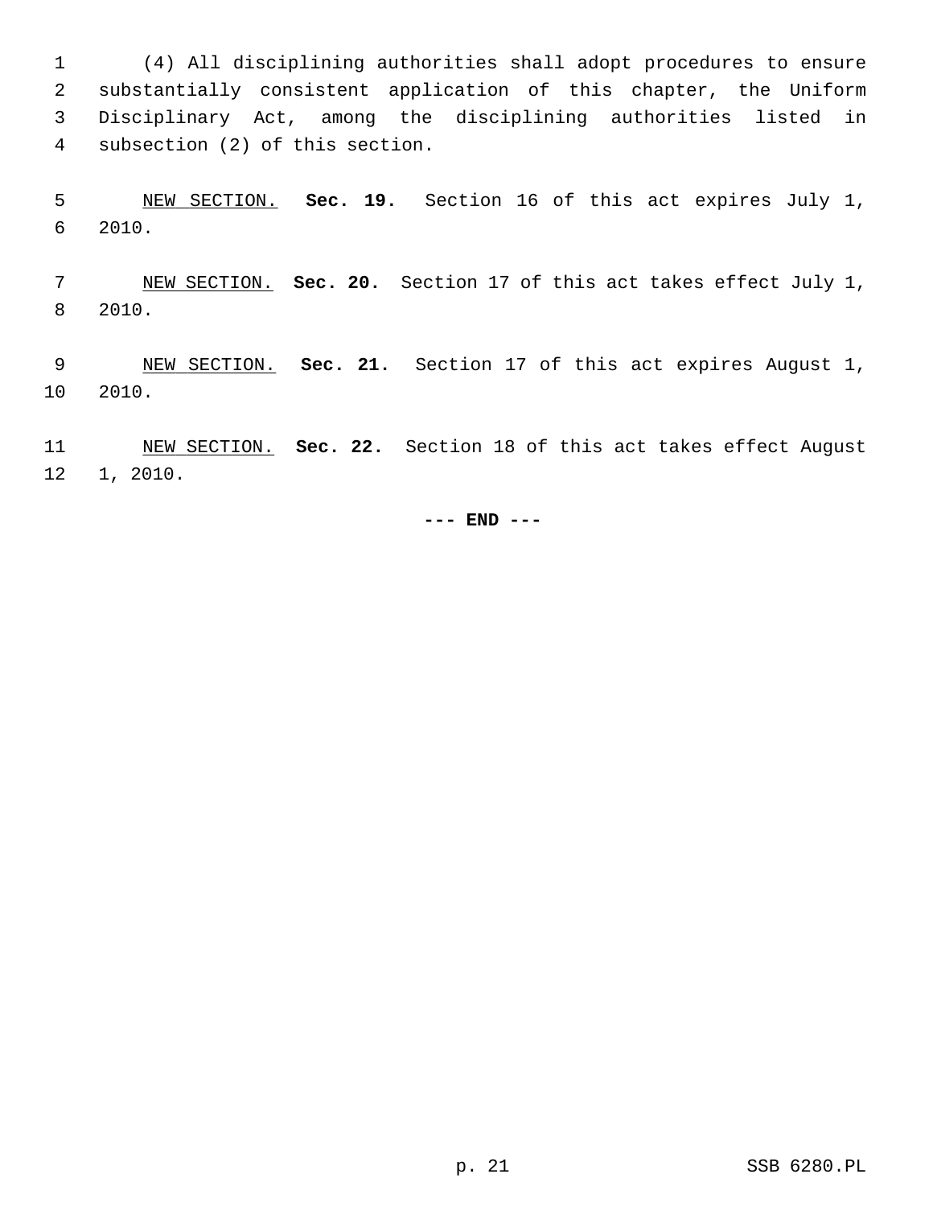(4) All disciplining authorities shall adopt procedures to ensure substantially consistent application of this chapter, the Uniform Disciplinary Act, among the disciplining authorities listed in subsection (2) of this section.

NEW SECTION. **Sec. 19.** Section 16 of this act expires July 1, 2010.

NEW SECTION. **Sec. 20.** Section 17 of this act takes effect July 1, 2010.

NEW SECTION. **Sec. 21.** Section 17 of this act expires August 1, 2010.

NEW SECTION. **Sec. 22.** Section 18 of this act takes effect August 1, 2010.

**--- END ---**